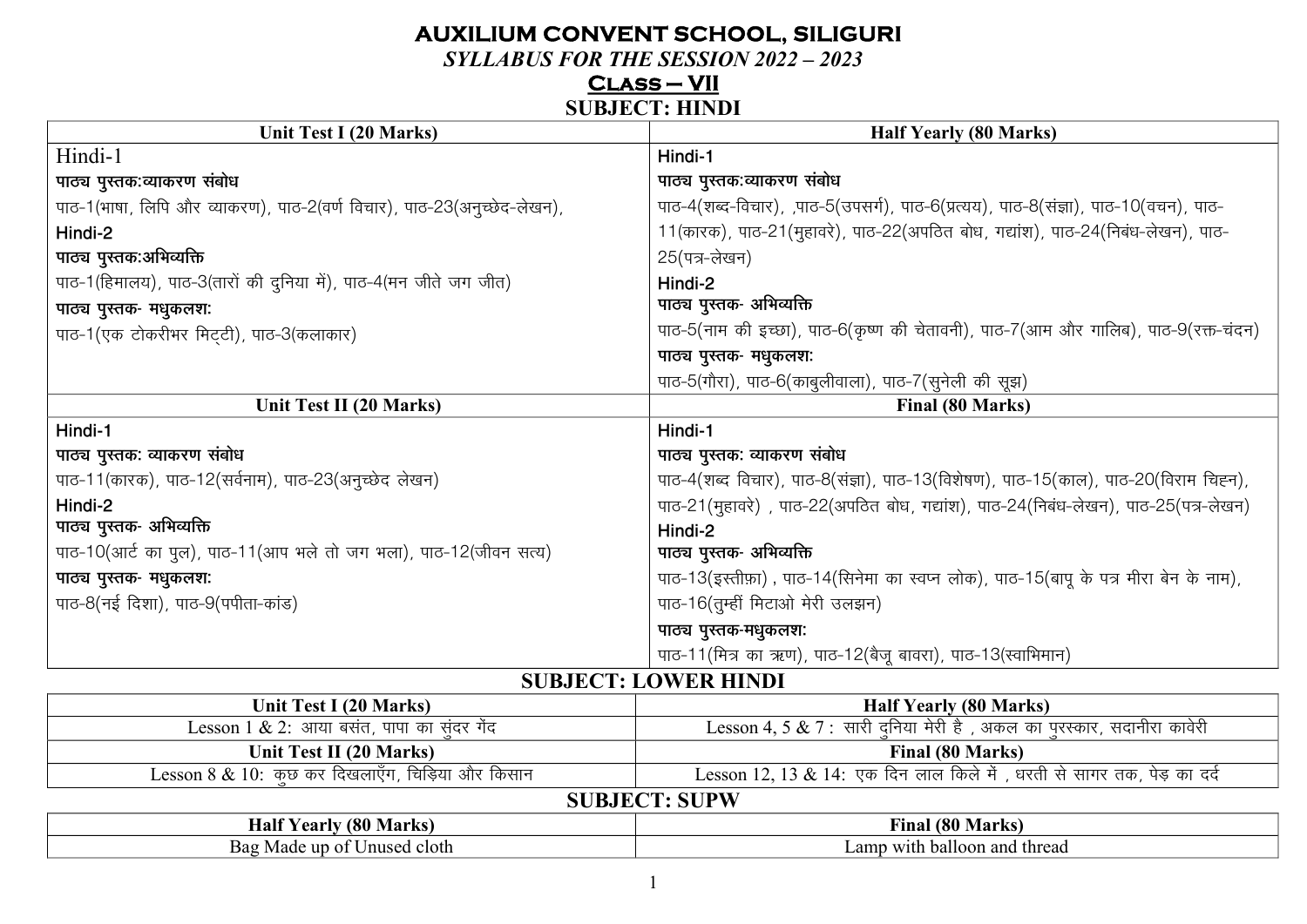# AUXILIUM CONVENT SCHOOL, SILIGURI

## *SYLLABUS FOR THE SESSION 2022 – 2023*

## Class – VII

### SUBJECT: HINDI

| Unit Test I (20 Marks) | Half Yearly (80 Marks) |
|---|---|
| Hindi-1<br>**पाठ्य पुस्तक:व्याकरण संबोध**<br>पाठ-1(भाषा, लिपि और व्याकरण), पाठ-2(वर्ण विचार), पाठ-23(अनुच्छेद-लेखन),<br>Hindi-2<br>**पाठ्य पुस्तक:अभिव्यक्ति**<br>पाठ-1(हिमालय), पाठ-3(तारों की दुनिया में), पाठ-4(मन जीते जग जीत)<br>**पाठ्य पुस्तक- मधुकलश:**<br>पाठ-1(एक टोकरीभर मिट्टी), पाठ-3(कलाकार) | Hindi-1<br>**पाठ्य पुस्तक:व्याकरण संबोध**<br>पाठ-4(शब्द-विचार), ,पाठ-5(उपसर्ग), पाठ-6(प्रत्यय), पाठ-8(संज्ञा), पाठ-10(वचन), पाठ-11(कारक), पाठ-21(मुहावरे), पाठ-22(अपठित बोध, गद्यांश), पाठ-24(निबंध-लेखन), पाठ-25(पत्र-लेखन)<br>Hindi-2<br>**पाठ्य पुस्तक- अभिव्यक्ति**<br>पाठ-5(नाम की इच्छा), पाठ-6(कृष्ण की चेतावनी), पाठ-7(आम और गालिब), पाठ-9(रक्त-चंदन)<br>**पाठ्य पुस्तक- मधुकलश:**<br>पाठ-5(गौरा), पाठ-6(काबुलीवाला), पाठ-7(सुनेली की सूझ) |
| **Unit Test II (20 Marks)** | **Final (80 Marks)** |
| Hindi-1<br>**पाठ्य पुस्तक: व्याकरण संबोध**<br>पाठ-11(कारक), पाठ-12(सर्वनाम), पाठ-23(अनुच्छेद लेखन)<br>Hindi-2<br>**पाठ्य पुस्तक- अभिव्यक्ति**<br>पाठ-10(आर्ट का पुल), पाठ-11(आप भले तो जग भला), पाठ-12(जीवन सत्य)<br>**पाठ्य पुस्तक- मधुकलश:**<br>पाठ-8(नई दिशा), पाठ-9(पपीता-कांड) | Hindi-1<br>**पाठ्य पुस्तक: व्याकरण संबोध**<br>पाठ-4(शब्द विचार), पाठ-8(संज्ञा), पाठ-13(विशेषण), पाठ-15(काल), पाठ-20(विराम चिह्न), पाठ-21(मुहावरे) , पाठ-22(अपठित बोध, गद्यांश), पाठ-24(निबंध-लेखन), पाठ-25(पत्र-लेखन)<br>Hindi-2<br>**पाठ्य पुस्तक- अभिव्यक्ति**<br>पाठ-13(इस्तीफ़ा) , पाठ-14(सिनेमा का स्वप्न लोक), पाठ-15(बापू के पत्र मीरा बेन के नाम), पाठ-16(तुम्हीं मिटाओ मेरी उलझन)<br>**पाठ्य पुस्तक-मधुकलश:**<br>पाठ-11(मित्र का ऋण), पाठ-12(बैजू बावरा), पाठ-13(स्वाभिमान) |

### SUBJECT: LOWER HINDI

| Unit Test I (20 Marks) | Half Yearly (80 Marks) |
|---|---|
| Lesson 1 & 2: आया बसंत, पापा का सुंदर गेंद | Lesson 4, 5 & 7 : सारी दुनिया मेरी है , अकल का पुरस्कार, सदानीरा कावेरी |
| **Unit Test II (20 Marks)** | **Final (80 Marks)** |
| Lesson 8 & 10: कुछ कर दिखलाएँग, चिड़िया और किसान | Lesson 12, 13 & 14: एक दिन लाल किले में , धरती से सागर तक, पेड़ का दर्द |

### SUBJECT: SUPW

| Half Yearly (80 Marks) | Final (80 Marks) |
|---|---|
| Bag Made up of Unused cloth | Lamp with balloon and thread |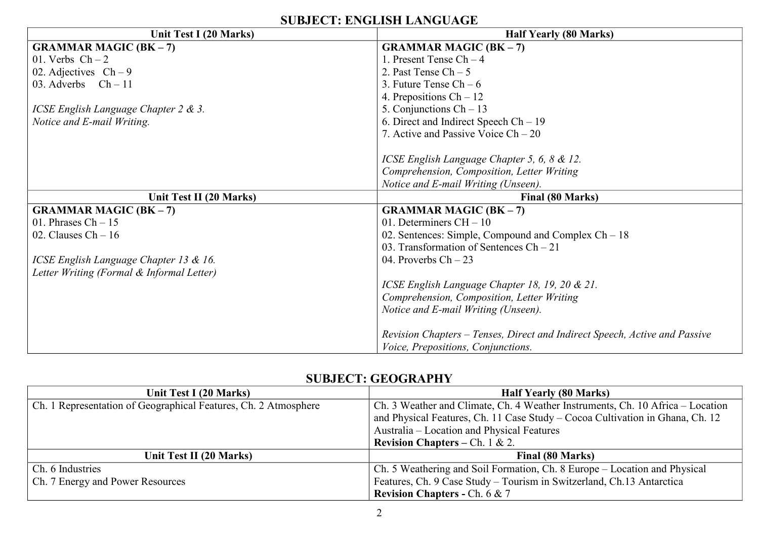## SUBJECT: ENGLISH LANGUAGE

| Unit Test I (20 Marks) | Half Yearly (80 Marks) |
|---|---|
| **GRAMMAR MAGIC (BK – 7)**<br>01. Verbs Ch – 2<br>02. Adjectives Ch – 9<br>03. Adverbs Ch – 11<br><br>*ICSE English Language Chapter 2 & 3.*<br>*Notice and E-mail Writing.* | **GRAMMAR MAGIC (BK – 7)**<br>1. Present Tense Ch – 4<br>2. Past Tense Ch – 5<br>3. Future Tense Ch – 6<br>4. Prepositions Ch – 12<br>5. Conjunctions Ch – 13<br>6. Direct and Indirect Speech Ch – 19<br>7. Active and Passive Voice Ch – 20<br><br>*ICSE English Language Chapter 5, 6, 8 & 12.*<br>*Comprehension, Composition, Letter Writing*<br>*Notice and E-mail Writing (Unseen).* |
| **Unit Test II (20 Marks)** | **Final (80 Marks)** |
| **GRAMMAR MAGIC (BK – 7)**<br>01. Phrases Ch – 15<br>02. Clauses Ch – 16<br><br>*ICSE English Language Chapter 13 & 16.*<br>*Letter Writing (Formal & Informal Letter)* | **GRAMMAR MAGIC (BK – 7)**<br>01. Determiners CH – 10<br>02. Sentences: Simple, Compound and Complex Ch – 18<br>03. Transformation of Sentences Ch – 21<br>04. Proverbs Ch – 23<br><br>*ICSE English Language Chapter 18, 19, 20 & 21.*<br>*Comprehension, Composition, Letter Writing*<br>*Notice and E-mail Writing (Unseen).*<br><br>*Revision Chapters – Tenses, Direct and Indirect Speech, Active and Passive Voice, Prepositions, Conjunctions.* |

## SUBJECT: GEOGRAPHY

| Unit Test I (20 Marks) | Half Yearly (80 Marks) |
|---|---|
| Ch. 1 Representation of Geographical Features, Ch. 2 Atmosphere | Ch. 3 Weather and Climate, Ch. 4 Weather Instruments, Ch. 10 Africa – Location and Physical Features, Ch. 11 Case Study – Cocoa Cultivation in Ghana, Ch. 12 Australia – Location and Physical Features<br>**Revision Chapters –** Ch. 1 & 2. |
| **Unit Test II (20 Marks)** | **Final (80 Marks)** |
| Ch. 6 Industries<br>Ch. 7 Energy and Power Resources | Ch. 5 Weathering and Soil Formation, Ch. 8 Europe – Location and Physical Features, Ch. 9 Case Study – Tourism in Switzerland, Ch.13 Antarctica<br>**Revision Chapters -** Ch. 6 & 7 |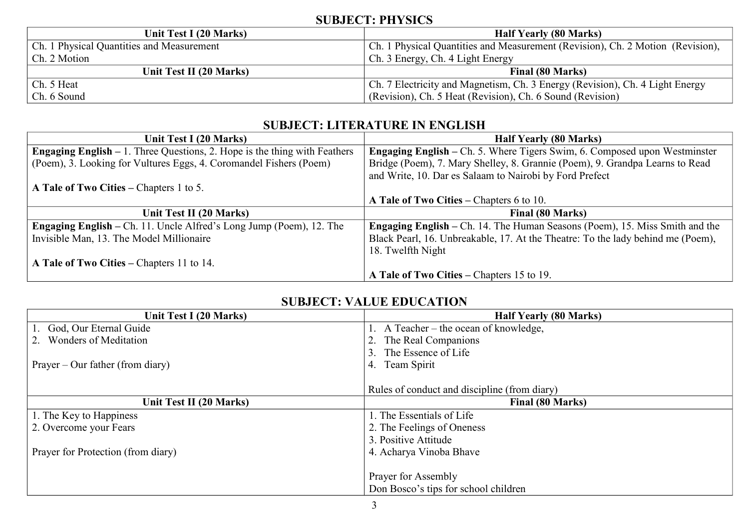## SUBJECT: PHYSICS

| Unit Test I (20 Marks) | Half Yearly (80 Marks) |
|---|---|
| Ch. 1 Physical Quantities and Measurement<br>Ch. 2 Motion | Ch. 1 Physical Quantities and Measurement (Revision), Ch. 2 Motion (Revision), Ch. 3 Energy, Ch. 4 Light Energy |
| **Unit Test II (20 Marks)** | **Final (80 Marks)** |
| Ch. 5 Heat<br>Ch. 6 Sound | Ch. 7 Electricity and Magnetism, Ch. 3 Energy (Revision), Ch. 4 Light Energy (Revision), Ch. 5 Heat (Revision), Ch. 6 Sound (Revision) |

## SUBJECT: LITERATURE IN ENGLISH

| Unit Test I (20 Marks) | Half Yearly (80 Marks) |
|---|---|
| **Engaging English –** 1. Three Questions, 2. Hope is the thing with Feathers (Poem), 3. Looking for Vultures Eggs, 4. Coromandel Fishers (Poem)<br><br>**A Tale of Two Cities –** Chapters 1 to 5. | **Engaging English –** Ch. 5. Where Tigers Swim, 6. Composed upon Westminster Bridge (Poem), 7. Mary Shelley, 8. Grannie (Poem), 9. Grandpa Learns to Read and Write, 10. Dar es Salaam to Nairobi by Ford Prefect<br><br>**A Tale of Two Cities –** Chapters 6 to 10. |
| **Unit Test II (20 Marks)** | **Final (80 Marks)** |
| **Engaging English –** Ch. 11. Uncle Alfred's Long Jump (Poem), 12. The Invisible Man, 13. The Model Millionaire<br><br>**A Tale of Two Cities –** Chapters 11 to 14. | **Engaging English –** Ch. 14. The Human Seasons (Poem), 15. Miss Smith and the Black Pearl, 16. Unbreakable, 17. At the Theatre: To the lady behind me (Poem), 18. Twelfth Night<br><br>**A Tale of Two Cities –** Chapters 15 to 19. |

## SUBJECT: VALUE EDUCATION

| Unit Test I (20 Marks) | Half Yearly (80 Marks) |
|---|---|
| 1. God, Our Eternal Guide<br>2. Wonders of Meditation<br><br>Prayer – Our father (from diary) | 1. A Teacher – the ocean of knowledge,<br>2. The Real Companions<br>3. The Essence of Life<br>4. Team Spirit<br><br>Rules of conduct and discipline (from diary) |
| **Unit Test II (20 Marks)** | **Final (80 Marks)** |
| 1. The Key to Happiness<br>2. Overcome your Fears<br><br>Prayer for Protection (from diary) | 1. The Essentials of Life<br>2. The Feelings of Oneness<br>3. Positive Attitude<br>4. Acharya Vinoba Bhave<br><br>Prayer for Assembly<br>Don Bosco's tips for school children |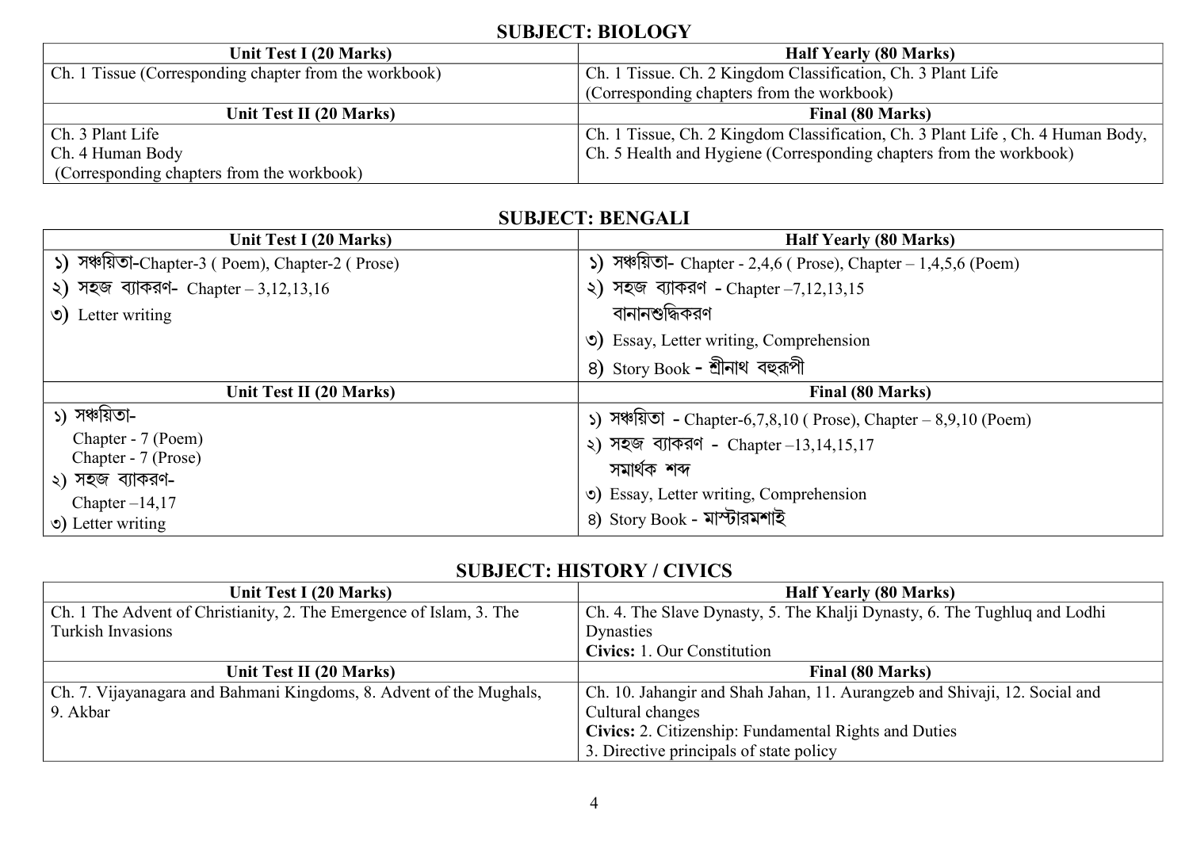## SUBJECT: BIOLOGY

| Unit Test I (20 Marks) | Half Yearly (80 Marks) |
|---|---|
| Ch. 1 Tissue (Corresponding chapter from the workbook) | Ch. 1 Tissue. Ch. 2 Kingdom Classification, Ch. 3 Plant Life (Corresponding chapters from the workbook) |
| **Unit Test II (20 Marks)** | **Final (80 Marks)** |
| Ch. 3 Plant Life<br>Ch. 4 Human Body<br>(Corresponding chapters from the workbook) | Ch. 1 Tissue, Ch. 2 Kingdom Classification, Ch. 3 Plant Life , Ch. 4 Human Body, Ch. 5 Health and Hygiene (Corresponding chapters from the workbook) |

## SUBJECT: BENGALI

| Unit Test I (20 Marks) | Half Yearly (80 Marks) |
|---|---|
| ১) সঞ্চয়িতা-Chapter-3 ( Poem), Chapter-2 ( Prose)<br>২) সহজ ব্যাকরণ- Chapter – 3,12,13,16<br>৩) Letter writing | ১) সঞ্চয়িতা- Chapter - 2,4,6 ( Prose), Chapter – 1,4,5,6 (Poem)<br>২) সহজ ব্যাকরণ - Chapter –7,12,13,15<br>বানানশুদ্ধিকরণ<br>৩) Essay, Letter writing, Comprehension<br>৪) Story Book - শ্রীনাথ বহুরূপী |
| **Unit Test II (20 Marks)** | **Final (80 Marks)** |
| ১) সঞ্চয়িতা-<br>Chapter - 7 (Poem)<br>Chapter - 7 (Prose)<br>২) সহজ ব্যাকরণ-<br>Chapter –14,17<br>৩) Letter writing | ১) সঞ্চয়িতা - Chapter-6,7,8,10 ( Prose), Chapter – 8,9,10 (Poem)<br>২) সহজ ব্যাকরণ - Chapter –13,14,15,17<br>সমার্থক শব্দ<br>৩) Essay, Letter writing, Comprehension<br>৪) Story Book - মাস্টারমশাই |

## SUBJECT: HISTORY / CIVICS

| Unit Test I (20 Marks) | Half Yearly (80 Marks) |
|---|---|
| Ch. 1 The Advent of Christianity, 2. The Emergence of Islam, 3. The Turkish Invasions | Ch. 4. The Slave Dynasty, 5. The Khalji Dynasty, 6. The Tughluq and Lodhi Dynasties<br>**Civics:** 1. Our Constitution |
| **Unit Test II (20 Marks)** | **Final (80 Marks)** |
| Ch. 7. Vijayanagara and Bahmani Kingdoms, 8. Advent of the Mughals, 9. Akbar | Ch. 10. Jahangir and Shah Jahan, 11. Aurangzeb and Shivaji, 12. Social and Cultural changes<br>**Civics:** 2. Citizenship: Fundamental Rights and Duties<br>3. Directive principals of state policy |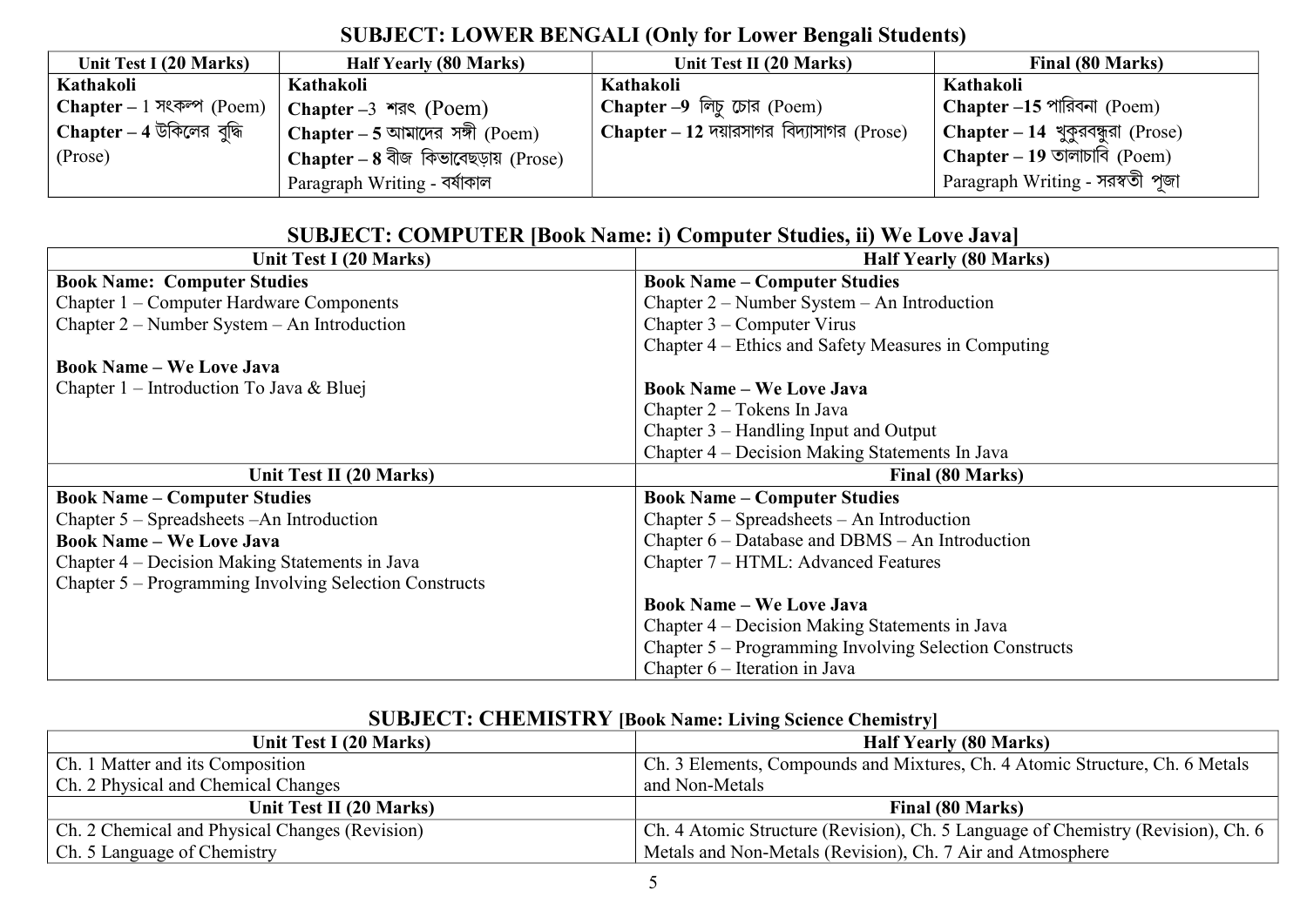## SUBJECT: LOWER BENGALI (Only for Lower Bengali Students)

| Unit Test I (20 Marks) | Half Yearly (80 Marks) | Unit Test II (20 Marks) | Final (80 Marks) |
|---|---|---|---|
| **Kathakoli**<br>**Chapter** – 1 সংকল্প (Poem)<br>**Chapter – 4** উকিলের বুদ্ধি (Prose) | **Kathakoli**<br>**Chapter** –3 শরৎ (Poem)<br>**Chapter – 5** আমাদের সঙ্গী (Poem)<br>**Chapter – 8** বীজ কিভাবেছড়ায় (Prose)<br>Paragraph Writing - বর্ষাকাল | **Kathakoli**<br>**Chapter –9** লিচু চোর (Poem)<br>**Chapter – 12** দয়ারসাগর বিদ্যাসাগর (Prose) | **Kathakoli**<br>**Chapter –15** পারিবনা (Poem)<br>**Chapter – 14** খুকুরবন্ধুরা (Prose)<br>**Chapter – 19** তালাচাবি (Poem)<br>Paragraph Writing - সরস্বতী পূজা |

## SUBJECT: COMPUTER [Book Name: i) Computer Studies, ii) We Love Java]

| Unit Test I (20 Marks) | Half Yearly (80 Marks) |
|---|---|
| **Book Name: Computer Studies**<br>Chapter 1 – Computer Hardware Components<br>Chapter 2 – Number System – An Introduction<br><br>**Book Name – We Love Java**<br>Chapter 1 – Introduction To Java & Bluej | **Book Name – Computer Studies**<br>Chapter 2 – Number System – An Introduction<br>Chapter 3 – Computer Virus<br>Chapter 4 – Ethics and Safety Measures in Computing<br><br>**Book Name – We Love Java**<br>Chapter 2 – Tokens In Java<br>Chapter 3 – Handling Input and Output<br>Chapter 4 – Decision Making Statements In Java |
| **Unit Test II (20 Marks)** | **Final (80 Marks)** |
| **Book Name – Computer Studies**<br>Chapter 5 – Spreadsheets –An Introduction<br>**Book Name – We Love Java**<br>Chapter 4 – Decision Making Statements in Java<br>Chapter 5 – Programming Involving Selection Constructs | **Book Name – Computer Studies**<br>Chapter 5 – Spreadsheets – An Introduction<br>Chapter 6 – Database and DBMS – An Introduction<br>Chapter 7 – HTML: Advanced Features<br><br>**Book Name – We Love Java**<br>Chapter 4 – Decision Making Statements in Java<br>Chapter 5 – Programming Involving Selection Constructs<br>Chapter 6 – Iteration in Java |

## SUBJECT: CHEMISTRY [Book Name: Living Science Chemistry]

| Unit Test I (20 Marks) | Half Yearly (80 Marks) |
|---|---|
| Ch. 1 Matter and its Composition<br>Ch. 2 Physical and Chemical Changes | Ch. 3 Elements, Compounds and Mixtures, Ch. 4 Atomic Structure, Ch. 6 Metals and Non-Metals |
| **Unit Test II (20 Marks)** | **Final (80 Marks)** |
| Ch. 2 Chemical and Physical Changes (Revision)<br>Ch. 5 Language of Chemistry | Ch. 4 Atomic Structure (Revision), Ch. 5 Language of Chemistry (Revision), Ch. 6 Metals and Non-Metals (Revision), Ch. 7 Air and Atmosphere |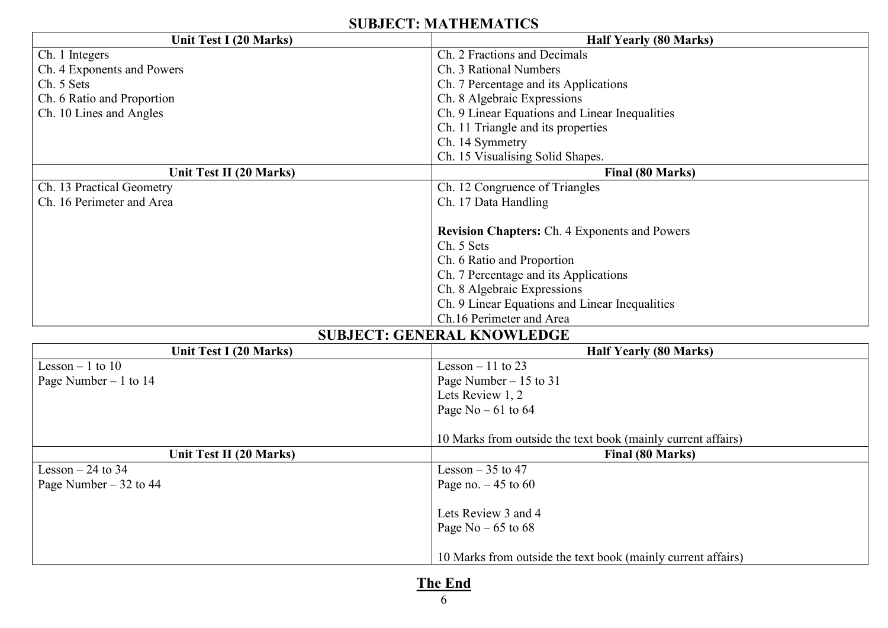## SUBJECT: MATHEMATICS

| Unit Test I (20 Marks) | Half Yearly (80 Marks) |
|---|---|
| Ch. 1 Integers<br>Ch. 4 Exponents and Powers<br>Ch. 5 Sets<br>Ch. 6 Ratio and Proportion<br>Ch. 10 Lines and Angles | Ch. 2 Fractions and Decimals<br>Ch. 3 Rational Numbers<br>Ch. 7 Percentage and its Applications<br>Ch. 8 Algebraic Expressions<br>Ch. 9 Linear Equations and Linear Inequalities<br>Ch. 11 Triangle and its properties<br>Ch. 14 Symmetry<br>Ch. 15 Visualising Solid Shapes. |
| **Unit Test II (20 Marks)** | **Final (80 Marks)** |
| Ch. 13 Practical Geometry<br>Ch. 16 Perimeter and Area | Ch. 12 Congruence of Triangles<br>Ch. 17 Data Handling<br><br>**Revision Chapters:** Ch. 4 Exponents and Powers<br>Ch. 5 Sets<br>Ch. 6 Ratio and Proportion<br>Ch. 7 Percentage and its Applications<br>Ch. 8 Algebraic Expressions<br>Ch. 9 Linear Equations and Linear Inequalities<br>Ch.16 Perimeter and Area |

## SUBJECT: GENERAL KNOWLEDGE

| Unit Test I (20 Marks) | Half Yearly (80 Marks) |
|---|---|
| Lesson – 1 to 10<br>Page Number – 1 to 14 | Lesson – 11 to 23<br>Page Number – 15 to 31<br>Lets Review 1, 2<br>Page No – 61 to 64<br><br>10 Marks from outside the text book (mainly current affairs) |
| **Unit Test II (20 Marks)** | **Final (80 Marks)** |
| Lesson – 24 to 34<br>Page Number – 32 to 44 | Lesson – 35 to 47<br>Page no. – 45 to 60<br><br>Lets Review 3 and 4<br>Page No – 65 to 68<br><br>10 Marks from outside the text book (mainly current affairs) |

**The End**